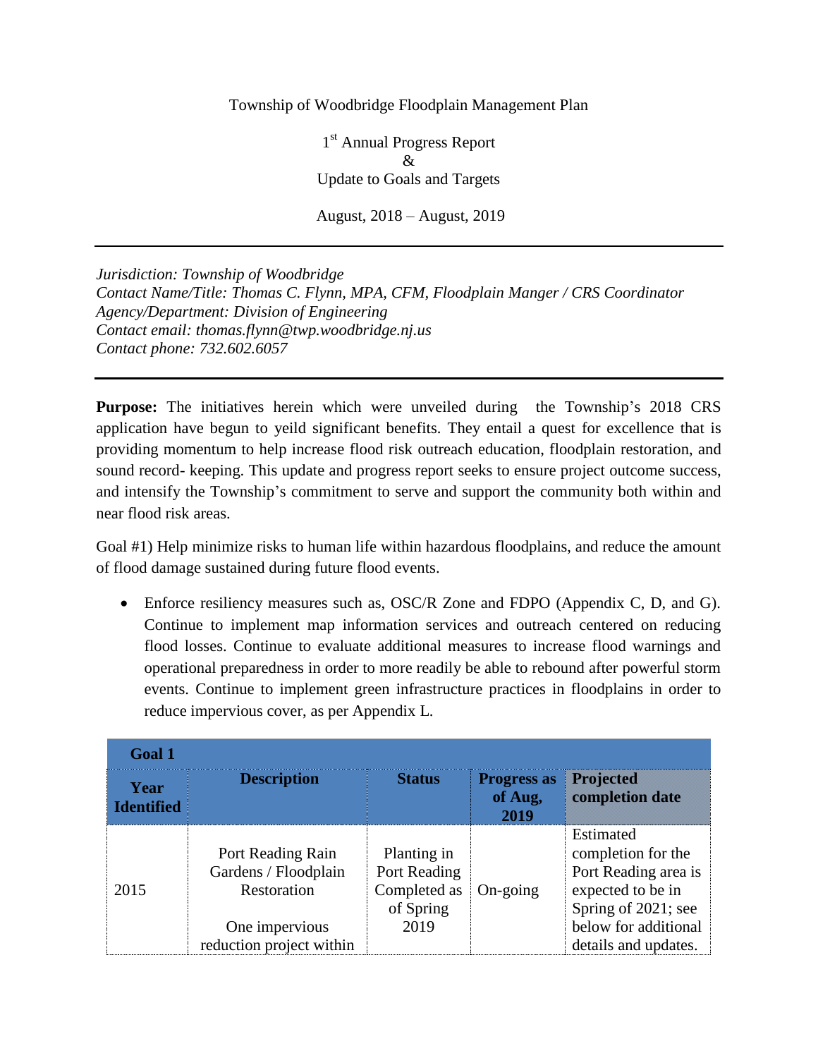Township of Woodbridge Floodplain Management Plan

1st Annual Progress Report
&
Update to Goals and Targets

August, 2018 – August, 2019

---

*Jurisdiction: Township of Woodbridge*
*Contact Name/Title: Thomas C. Flynn, MPA, CFM, Floodplain Manger / CRS Coordinator*
*Agency/Department: Division of Engineering*
*Contact email: thomas.flynn@twp.woodbridge.nj.us*
*Contact phone: 732.602.6057*

---

**Purpose:** The initiatives herein which were unveiled during the Township's 2018 CRS application have begun to yeild significant benefits. They entail a quest for excellence that is providing momentum to help increase flood risk outreach education, floodplain restoration, and sound record- keeping. This update and progress report seeks to ensure project outcome success, and intensify the Township's commitment to serve and support the community both within and near flood risk areas.

Goal #1) Help minimize risks to human life within hazardous floodplains, and reduce the amount of flood damage sustained during future flood events.

- Enforce resiliency measures such as, OSC/R Zone and FDPO (Appendix C, D, and G). Continue to implement map information services and outreach centered on reducing flood losses. Continue to evaluate additional measures to increase flood warnings and operational preparedness in order to more readily be able to rebound after powerful storm events. Continue to implement green infrastructure practices in floodplains in order to reduce impervious cover, as per Appendix L.

| Goal 1 | | | | |
|---|---|---|---|---|
| **Year Identified** | **Description** | **Status** | **Progress as of Aug, 2019** | **Projected completion date** |
| 2015 | Port Reading Rain Gardens / Floodplain Restoration<br><br>One impervious reduction project within | Planting in Port Reading Completed as of Spring 2019 | On-going | Estimated completion for the Port Reading area is expected to be in Spring of 2021; see below for additional details and updates. |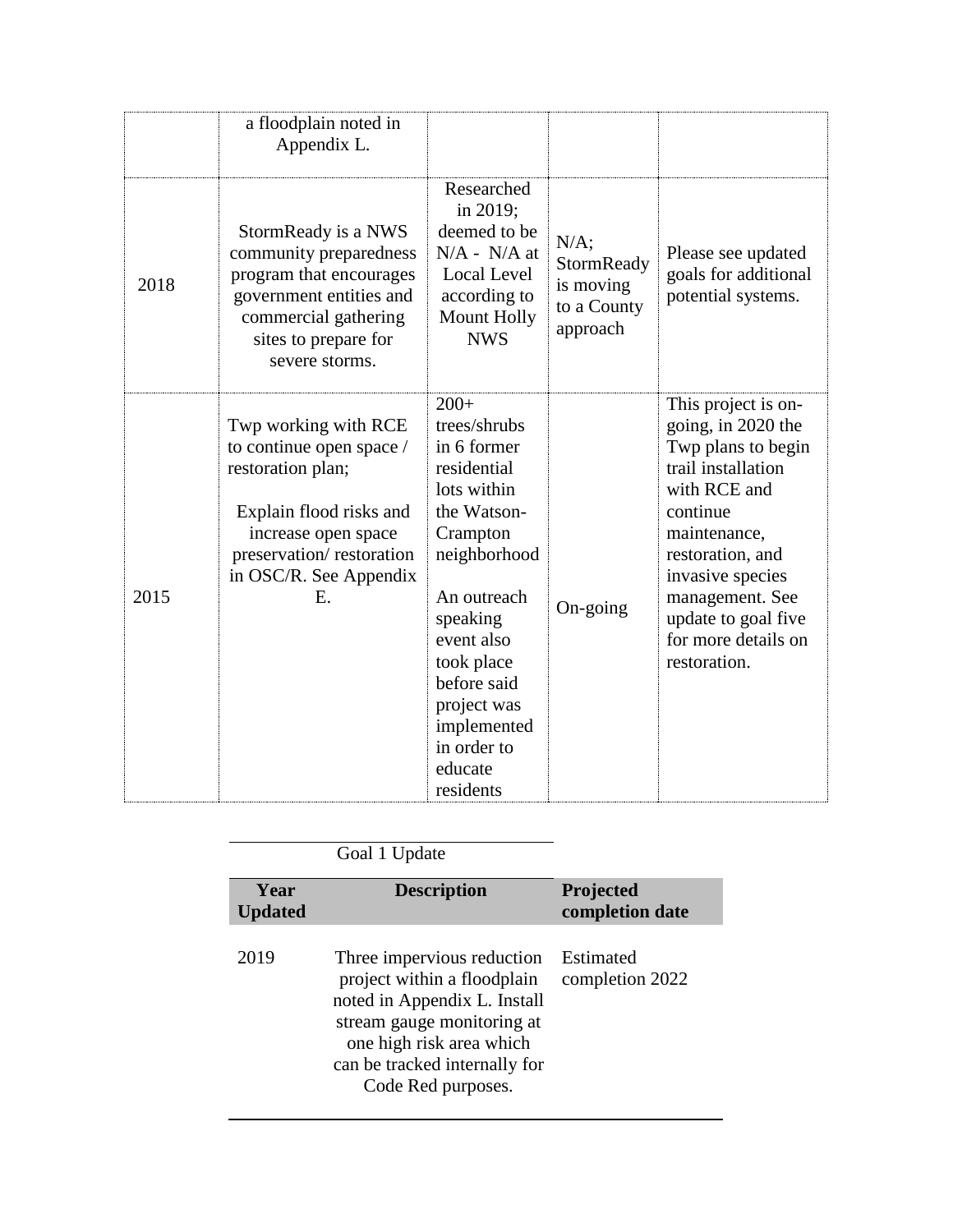| | | | | |
|---|---|---|---|---|
| | a floodplain noted in Appendix L. | | | |
| 2018 | StormReady is a NWS community preparedness program that encourages government entities and commercial gathering sites to prepare for severe storms. | Researched in 2019; deemed to be N/A - N/A at Local Level according to Mount Holly NWS | N/A; StormReady is moving to a County approach | Please see updated goals for additional potential systems. |
| 2015 | Twp working with RCE to continue open space / restoration plan;<br><br>Explain flood risks and increase open space preservation/ restoration in OSC/R. See Appendix E. | 200+ trees/shrubs in 6 former residential lots within the Watson-Crampton neighborhood<br><br>An outreach speaking event also took place before said project was implemented in order to educate residents | On-going | This project is on-going, in 2020 the Twp plans to begin trail installation with RCE and continue maintenance, restoration, and invasive species management. See update to goal five for more details on restoration. |

Goal 1 Update

| Year Updated | Description | Projected completion date |
|---|---|---|
| 2019 | Three impervious reduction project within a floodplain noted in Appendix L. Install stream gauge monitoring at one high risk area which can be tracked internally for Code Red purposes. | Estimated completion 2022 |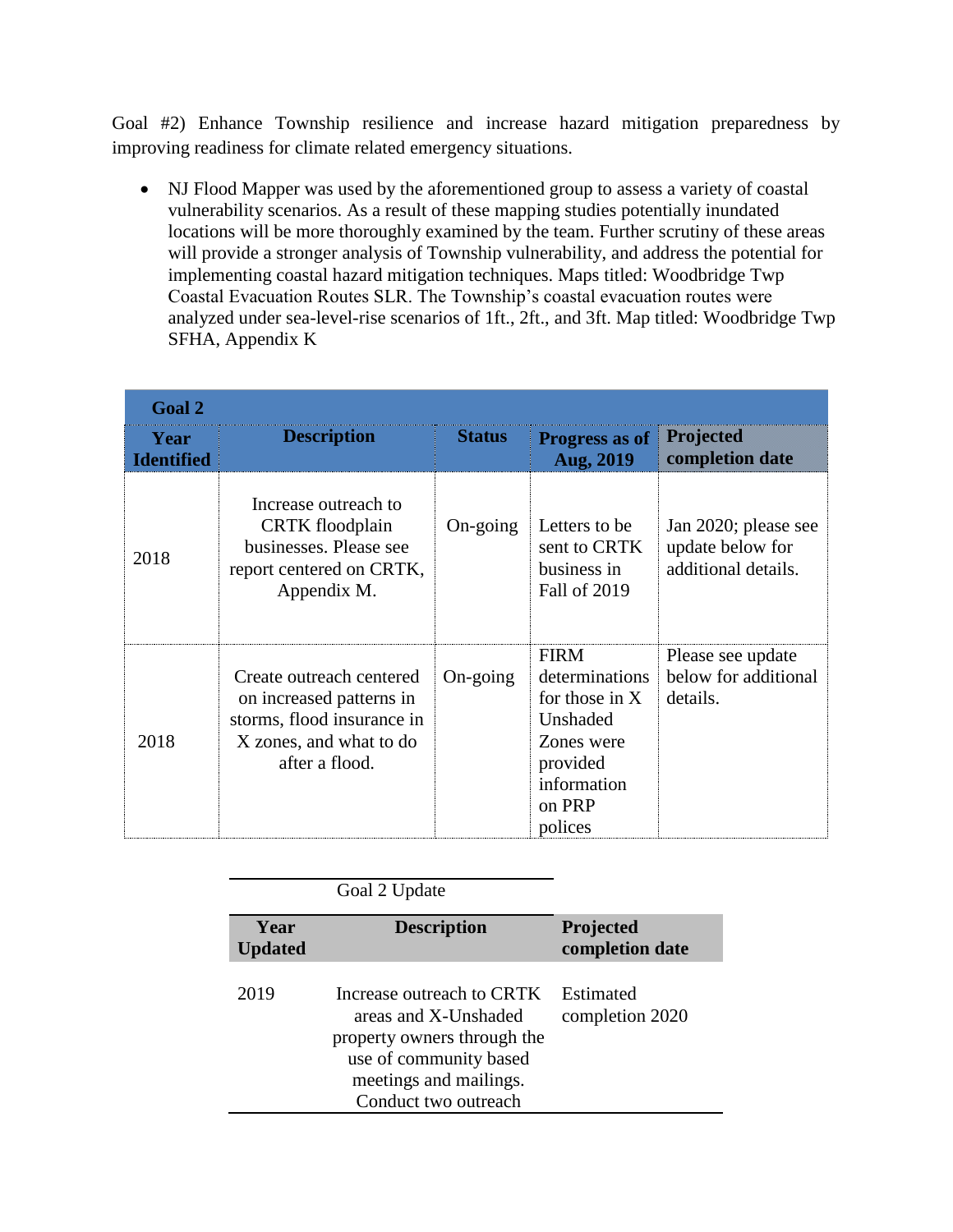Goal #2) Enhance Township resilience and increase hazard mitigation preparedness by improving readiness for climate related emergency situations.

- NJ Flood Mapper was used by the aforementioned group to assess a variety of coastal vulnerability scenarios. As a result of these mapping studies potentially inundated locations will be more thoroughly examined by the team. Further scrutiny of these areas will provide a stronger analysis of Township vulnerability, and address the potential for implementing coastal hazard mitigation techniques. Maps titled: Woodbridge Twp Coastal Evacuation Routes SLR. The Township's coastal evacuation routes were analyzed under sea-level-rise scenarios of 1ft., 2ft., and 3ft. Map titled: Woodbridge Twp SFHA, Appendix K

| **Goal 2** | | | | |
|---|---|---|---|---|
| **Year Identified** | **Description** | **Status** | **Progress as of Aug, 2019** | **Projected completion date** |
| 2018 | Increase outreach to CRTK floodplain businesses. Please see report centered on CRTK, Appendix M. | On-going | Letters to be sent to CRTK business in Fall of 2019 | Jan 2020; please see update below for additional details. |
| 2018 | Create outreach centered on increased patterns in storms, flood insurance in X zones, and what to do after a flood. | On-going | FIRM determinations for those in X Unshaded Zones were provided information on PRP polices | Please see update below for additional details. |

| Goal 2 Update | | |
|---|---|---|
| **Year Updated** | **Description** | **Projected completion date** |
| 2019 | Increase outreach to CRTK areas and X-Unshaded property owners through the use of community based meetings and mailings. Conduct two outreach | Estimated completion 2020 |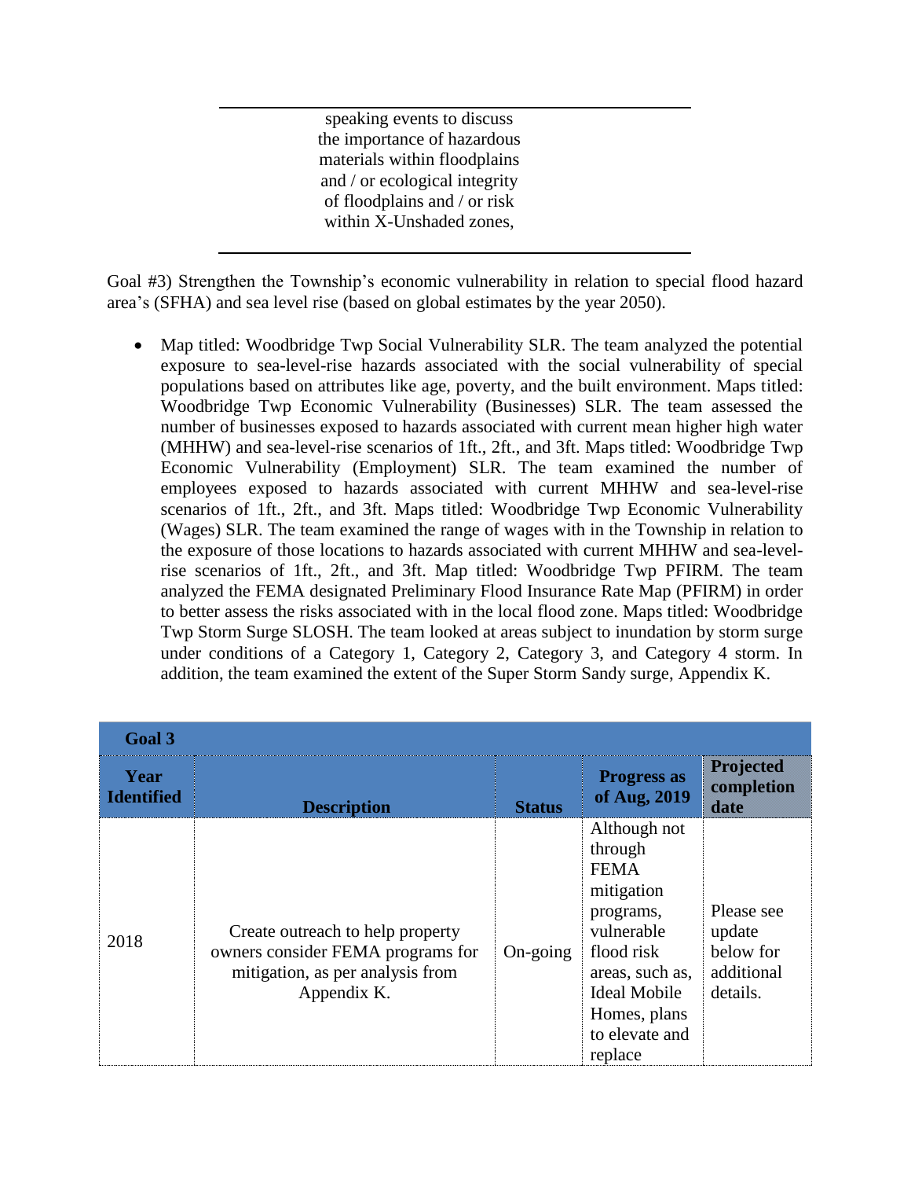| | | | | |
|---|---|---|---|---|
| | speaking events to discuss the importance of hazardous materials within floodplains and / or ecological integrity of floodplains and / or risk within X-Unshaded zones, | | | |

Goal #3) Strengthen the Township's economic vulnerability in relation to special flood hazard area's (SFHA) and sea level rise (based on global estimates by the year 2050).

- Map titled: Woodbridge Twp Social Vulnerability SLR. The team analyzed the potential exposure to sea-level-rise hazards associated with the social vulnerability of special populations based on attributes like age, poverty, and the built environment. Maps titled: Woodbridge Twp Economic Vulnerability (Businesses) SLR. The team assessed the number of businesses exposed to hazards associated with current mean higher high water (MHHW) and sea-level-rise scenarios of 1ft., 2ft., and 3ft. Maps titled: Woodbridge Twp Economic Vulnerability (Employment) SLR. The team examined the number of employees exposed to hazards associated with current MHHW and sea-level-rise scenarios of 1ft., 2ft., and 3ft. Maps titled: Woodbridge Twp Economic Vulnerability (Wages) SLR. The team examined the range of wages with in the Township in relation to the exposure of those locations to hazards associated with current MHHW and sea-level-rise scenarios of 1ft., 2ft., and 3ft. Map titled: Woodbridge Twp PFIRM. The team analyzed the FEMA designated Preliminary Flood Insurance Rate Map (PFIRM) in order to better assess the risks associated with in the local flood zone. Maps titled: Woodbridge Twp Storm Surge SLOSH. The team looked at areas subject to inundation by storm surge under conditions of a Category 1, Category 2, Category 3, and Category 4 storm. In addition, the team examined the extent of the Super Storm Sandy surge, Appendix K.

| **Goal 3** | | | | |
|---|---|---|---|---|
| **Year Identified** | **Description** | **Status** | **Progress as of Aug, 2019** | **Projected completion date** |
| 2018 | Create outreach to help property owners consider FEMA programs for mitigation, as per analysis from Appendix K. | On-going | Although not through FEMA mitigation programs, vulnerable flood risk areas, such as, Ideal Mobile Homes, plans to elevate and replace | Please see update below for additional details. |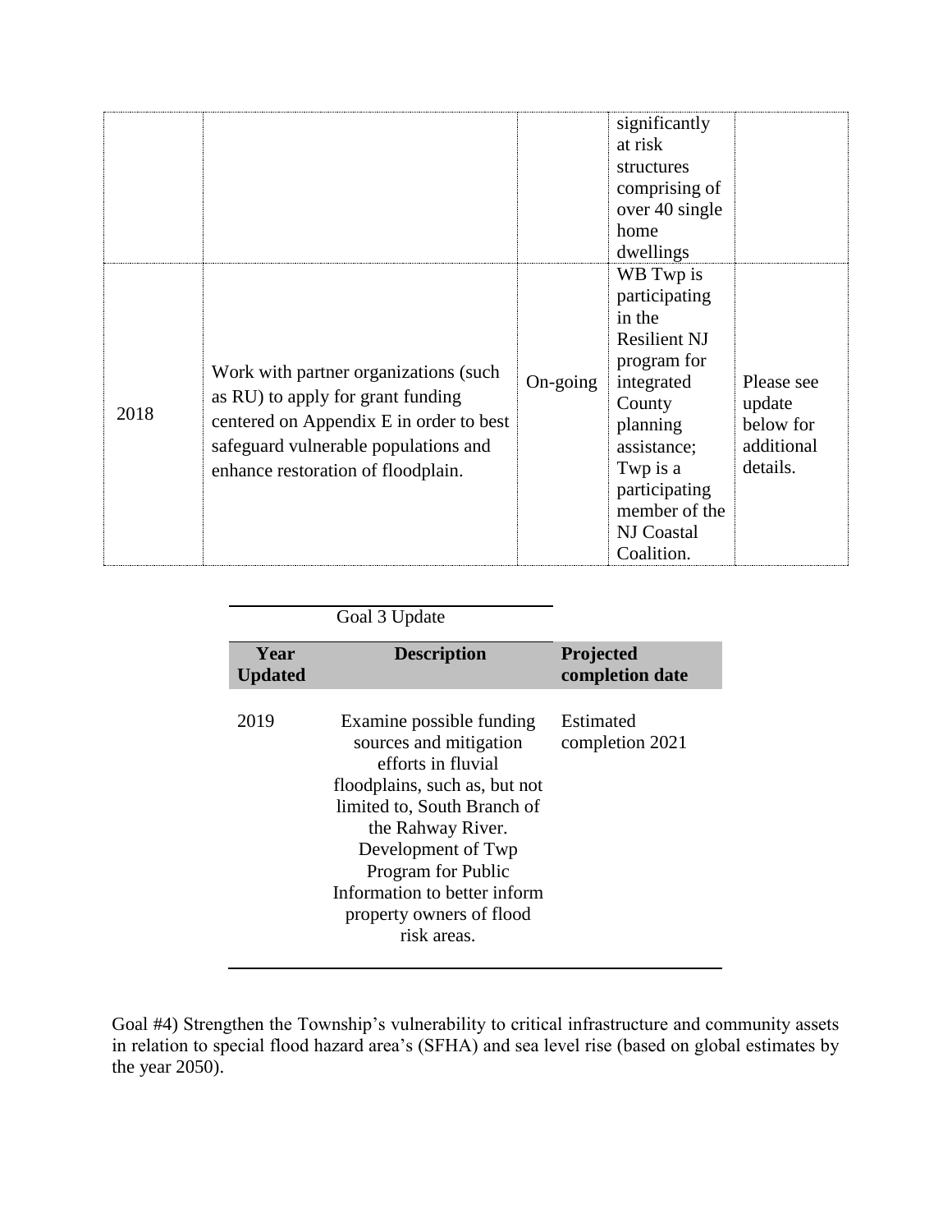| | | | | |
|---|---|---|---|---|
| | | | significantly at risk structures comprising of over 40 single home dwellings | |
| 2018 | Work with partner organizations (such as RU) to apply for grant funding centered on Appendix E in order to best safeguard vulnerable populations and enhance restoration of floodplain. | On-going | WB Twp is participating in the Resilient NJ program for integrated County planning assistance; Twp is a participating member of the NJ Coastal Coalition. | Please see update below for additional details. |

Goal 3 Update

| Year Updated | Description | Projected completion date |
|---|---|---|
| 2019 | Examine possible funding sources and mitigation efforts in fluvial floodplains, such as, but not limited to, South Branch of the Rahway River. Development of Twp Program for Public Information to better inform property owners of flood risk areas. | Estimated completion 2021 |

Goal #4) Strengthen the Township's vulnerability to critical infrastructure and community assets in relation to special flood hazard area's (SFHA) and sea level rise (based on global estimates by the year 2050).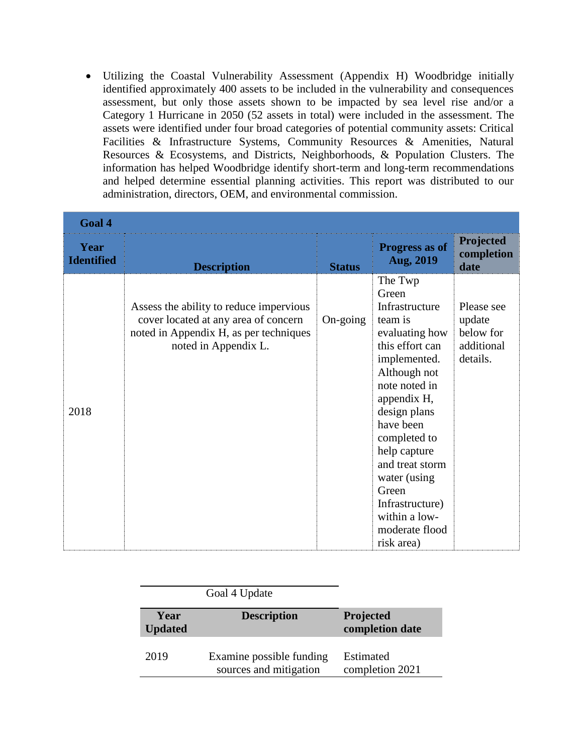- Utilizing the Coastal Vulnerability Assessment (Appendix H) Woodbridge initially identified approximately 400 assets to be included in the vulnerability and consequences assessment, but only those assets shown to be impacted by sea level rise and/or a Category 1 Hurricane in 2050 (52 assets in total) were included in the assessment. The assets were identified under four broad categories of potential community assets: Critical Facilities & Infrastructure Systems, Community Resources & Amenities, Natural Resources & Ecosystems, and Districts, Neighborhoods, & Population Clusters. The information has helped Woodbridge identify short-term and long-term recommendations and helped determine essential planning activities. This report was distributed to our administration, directors, OEM, and environmental commission.

| **Goal 4** | | | | |
|---|---|---|---|---|
| **Year Identified** | **Description** | **Status** | **Progress as of Aug, 2019** | **Projected completion date** |
| 2018 | Assess the ability to reduce impervious cover located at any area of concern noted in Appendix H, as per techniques noted in Appendix L. | On-going | The Twp Green Infrastructure team is evaluating how this effort can implemented. Although not note noted in appendix H, design plans have been completed to help capture and treat storm water (using Green Infrastructure) within a low-moderate flood risk area) | Please see update below for additional details. |

Goal 4 Update

| **Year Updated** | **Description** | **Projected completion date** |
|---|---|---|
| 2019 | Examine possible funding sources and mitigation | Estimated completion 2021 |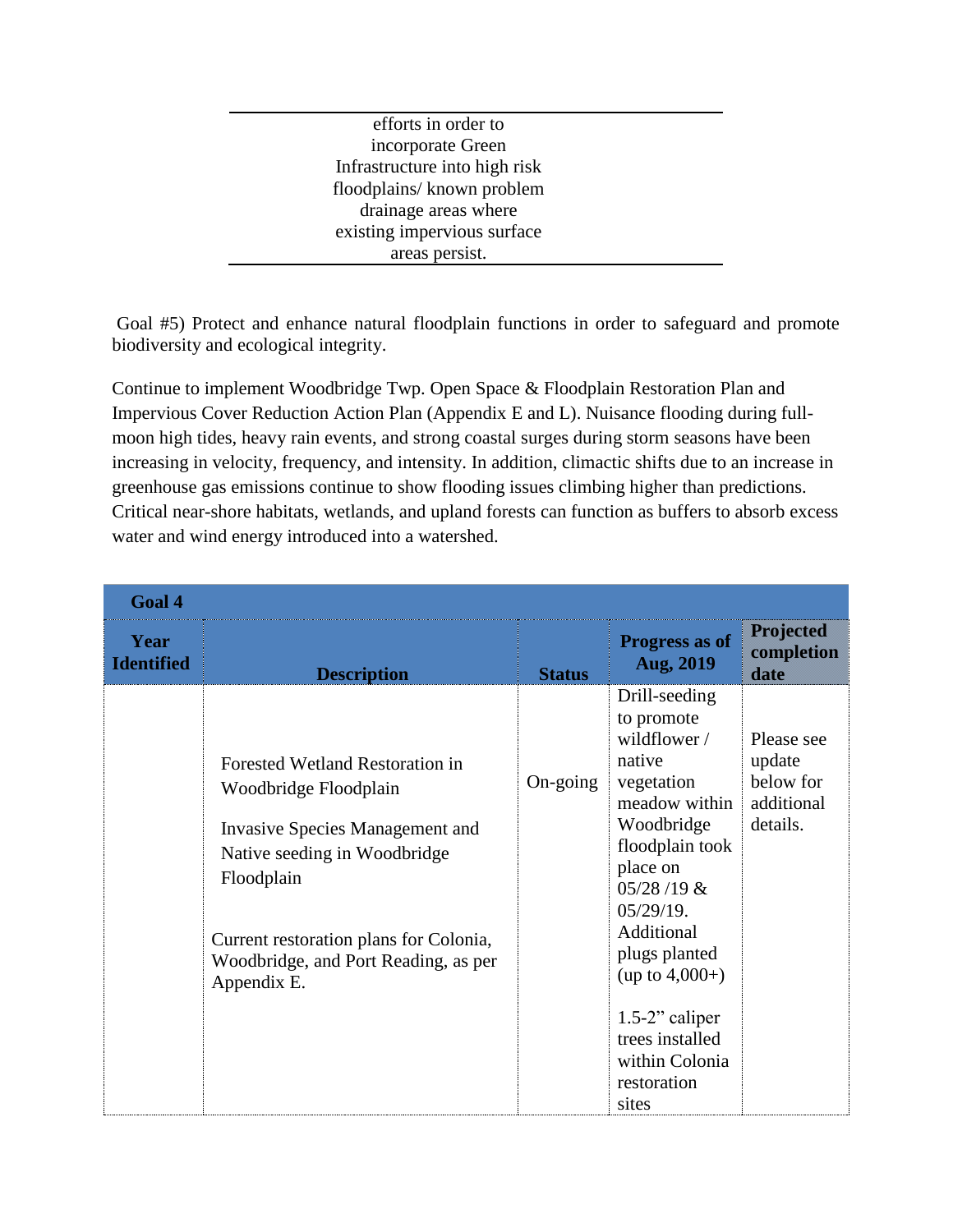| efforts in order to incorporate Green Infrastructure into high risk floodplains/ known problem drainage areas where existing impervious surface areas persist. |
|---|

Goal #5) Protect and enhance natural floodplain functions in order to safeguard and promote biodiversity and ecological integrity.

Continue to implement Woodbridge Twp. Open Space & Floodplain Restoration Plan and Impervious Cover Reduction Action Plan (Appendix E and L). Nuisance flooding during full-moon high tides, heavy rain events, and strong coastal surges during storm seasons have been increasing in velocity, frequency, and intensity. In addition, climactic shifts due to an increase in greenhouse gas emissions continue to show flooding issues climbing higher than predictions. Critical near-shore habitats, wetlands, and upland forests can function as buffers to absorb excess water and wind energy introduced into a watershed.

| **Goal 4** | | | | |
|---|---|---|---|---|
| **Year Identified** | **Description** | **Status** | **Progress as of Aug, 2019** | **Projected completion date** |
| | Forested Wetland Restoration in Woodbridge Floodplain<br><br>Invasive Species Management and Native seeding in Woodbridge Floodplain<br><br>Current restoration plans for Colonia, Woodbridge, and Port Reading, as per Appendix E. | On-going | Drill-seeding to promote wildflower / native vegetation meadow within Woodbridge floodplain took place on 05/28 /19 & 05/29/19. Additional plugs planted (up to 4,000+)<br><br>1.5-2" caliper trees installed within Colonia restoration sites | Please see update below for additional details. |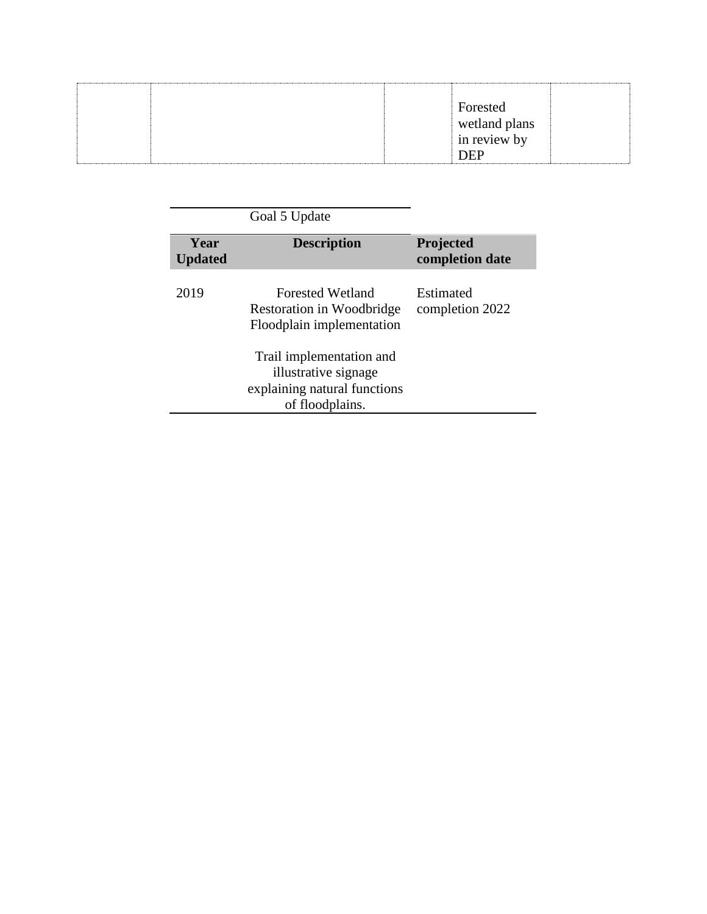| | | | | |
|---|---|---|---|---|
| | | | Forested wetland plans in review by DEP | |

Goal 5 Update

| Year Updated | Description | Projected completion date |
|---|---|---|
| 2019 | Forested Wetland Restoration in Woodbridge Floodplain implementation<br><br>Trail implementation and illustrative signage explaining natural functions of floodplains. | Estimated completion 2022 |